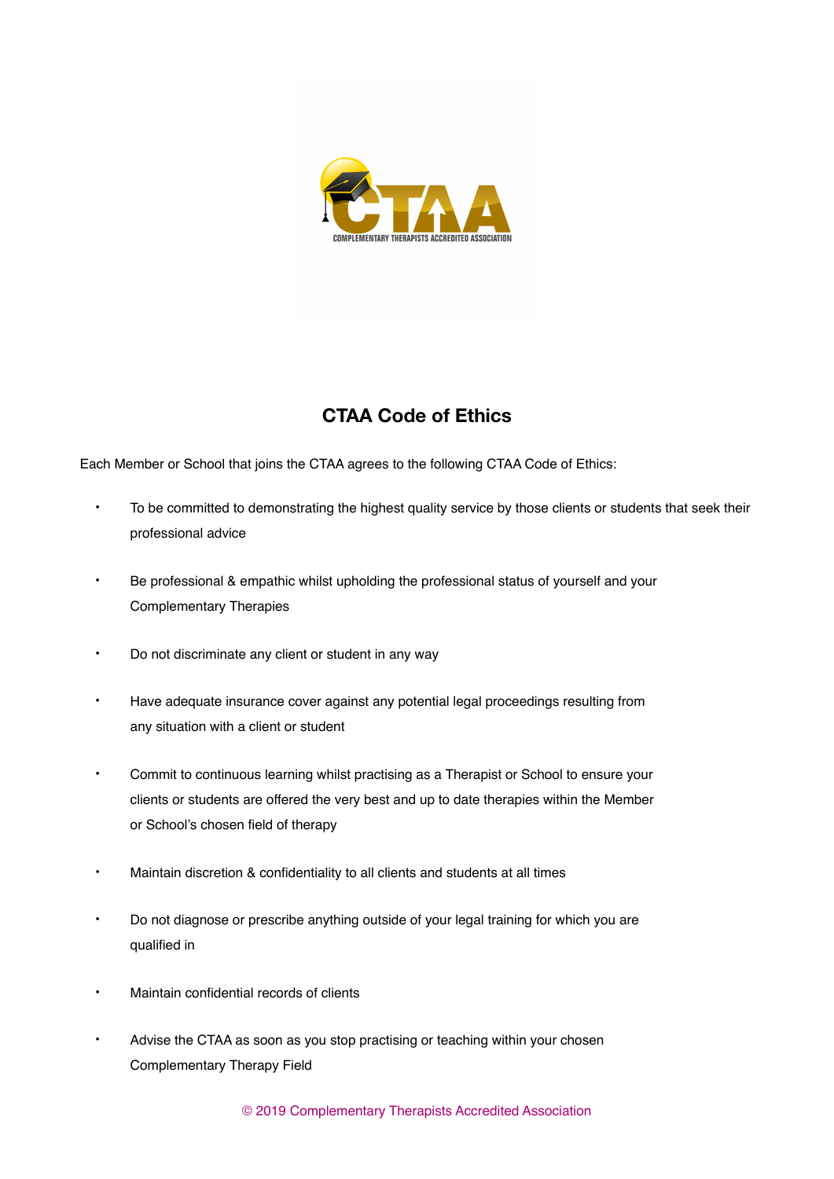# CTAA Code of Ethics

Each Member or School that joins the CTAA agrees to the following CTAA Code of Ethics:

- To be committed to demonstrating the highest quality service by those clients or students that seek their professional advice
- Be professional & empathic whilst upholding the professional status of yourself and your Complementary Therapies
- Do not discriminate any client or student in any way
- Have adequate insurance cover against any potential legal proceedings resulting from any situation with a client or student
- Commit to continuous learning whilst practising as a Therapist or School to ensure your clients or students are offered the very best and up to date therapies within the Member or School's chosen field of therapy
- Maintain discretion & confidentiality to all clients and students at all times
- Do not diagnose or prescribe anything outside of your legal training for which you are qualified in
- Maintain confidential records of clients
- Advise the CTAA as soon as you stop practising or teaching within your chosen Complementary Therapy Field

© 2019 Complementary Therapists Accredited Association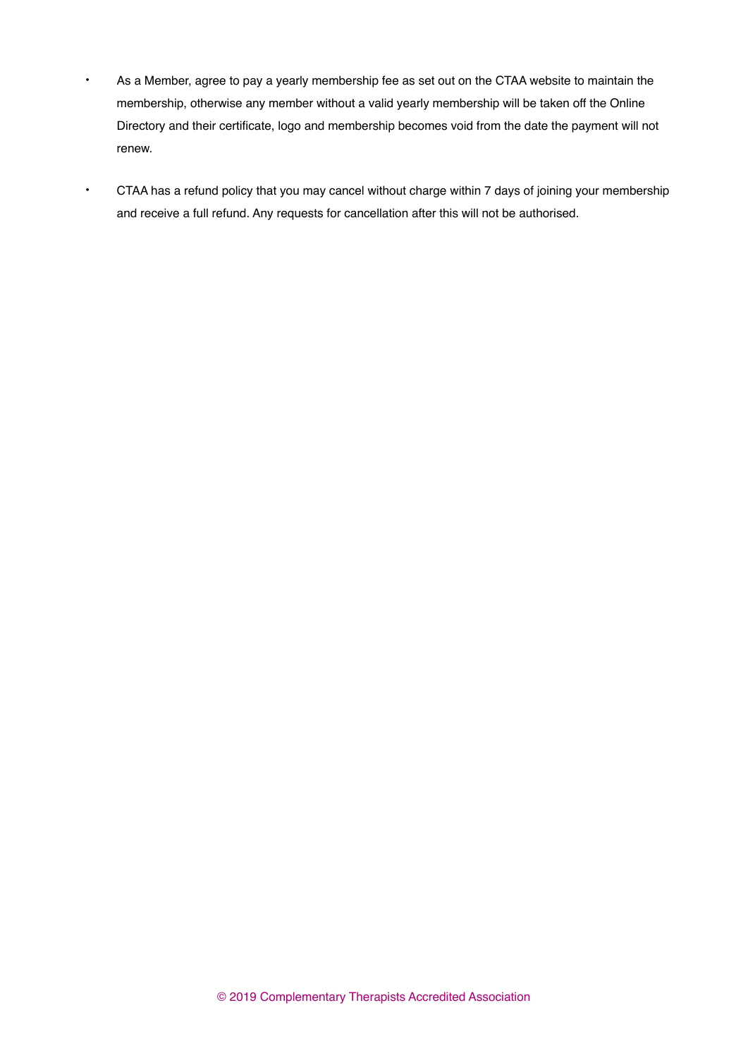- As a Member, agree to pay a yearly membership fee as set out on the CTAA website to maintain the membership, otherwise any member without a valid yearly membership will be taken off the Online Directory and their certificate, logo and membership becomes void from the date the payment will not renew.

- CTAA has a refund policy that you may cancel without charge within 7 days of joining your membership and receive a full refund. Any requests for cancellation after this will not be authorised.

© 2019 Complementary Therapists Accredited Association